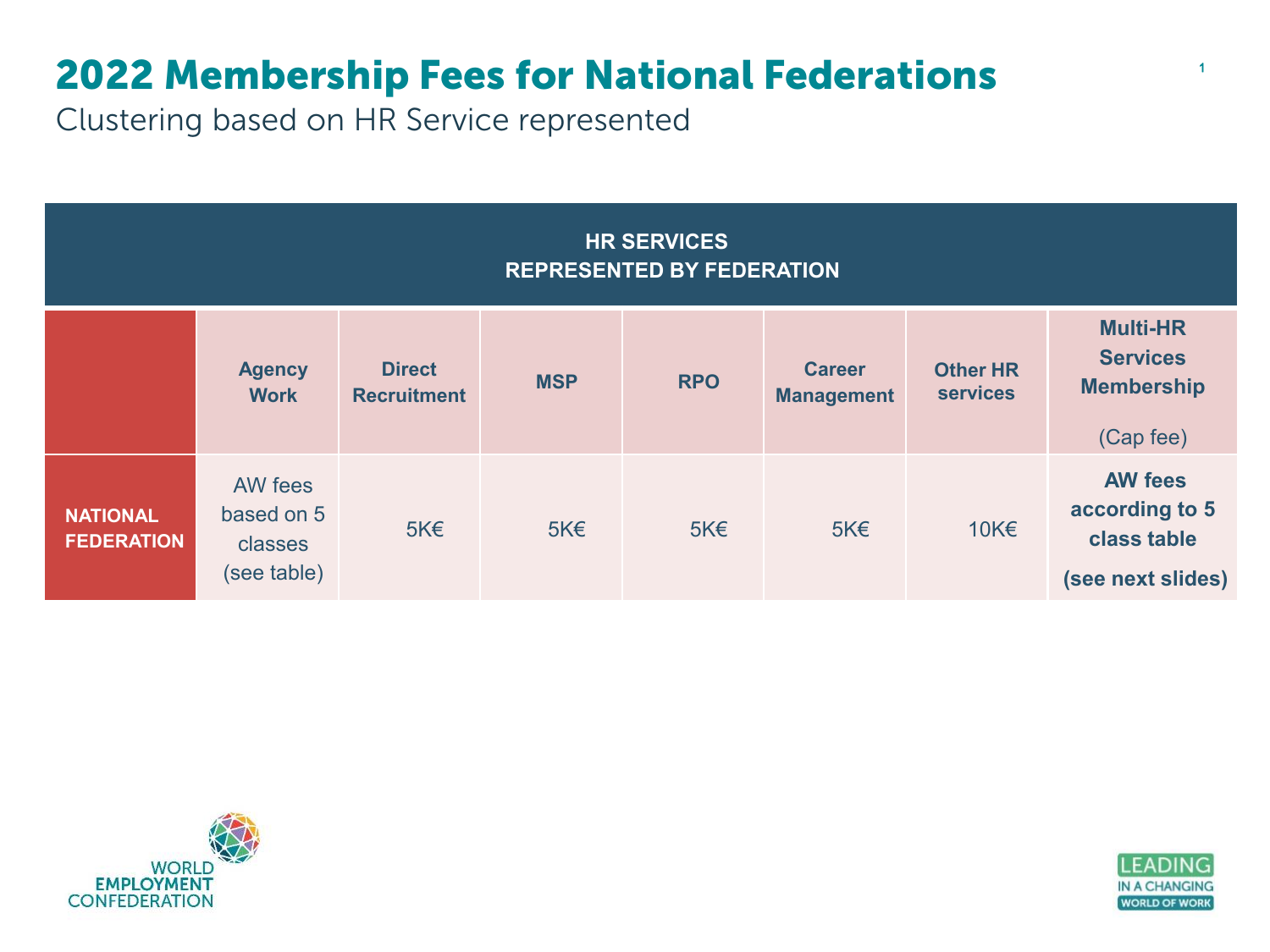# 2022 Membership Fees for National Federations

Clustering based on HR Service represented

| | HR SERVICES REPRESENTED BY FEDERATION | | | | | | |
|---|---|---|---|---|---|---|---|
| | **Agency Work** | **Direct Recruitment** | **MSP** | **RPO** | **Career Management** | **Other HR services** | **Multi-HR Services Membership** (Cap fee) |
| **NATIONAL FEDERATION** | AW fees based on 5 classes (see table) | 5K€ | 5K€ | 5K€ | 5K€ | 10K€ | **AW fees according to 5 class table (see next slides)** |

WORLD EMPLOYMENT CONFEDERATION

LEADING IN A CHANGING WORLD OF WORK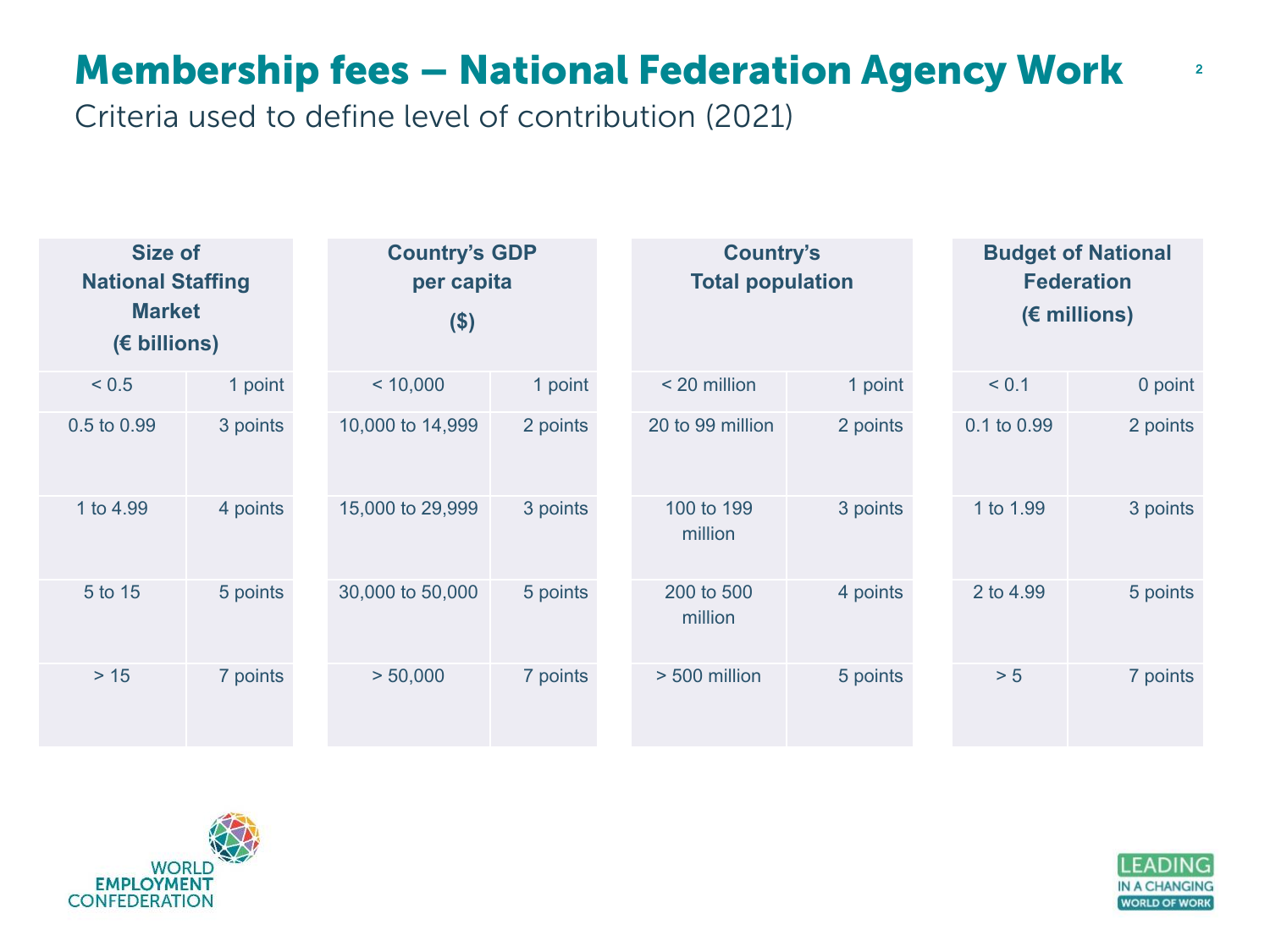# Membership fees – National Federation Agency Work

Criteria used to define level of contribution (2021)

| Size of National Staffing Market (€ billions) | |
|---|---|
| < 0.5 | 1 point |
| 0.5 to 0.99 | 3 points |
| 1 to 4.99 | 4 points |
| 5 to 15 | 5 points |
| > 15 | 7 points |

| Country's GDP per capita ($) | |
|---|---|
| < 10,000 | 1 point |
| 10,000 to 14,999 | 2 points |
| 15,000 to 29,999 | 3 points |
| 30,000 to 50,000 | 5 points |
| > 50,000 | 7 points |

| Country's Total population | |
|---|---|
| < 20 million | 1 point |
| 20 to 99 million | 2 points |
| 100 to 199 million | 3 points |
| 200 to 500 million | 4 points |
| > 500 million | 5 points |

| Budget of National Federation (€ millions) | |
|---|---|
| < 0.1 | 0 point |
| 0.1 to 0.99 | 2 points |
| 1 to 1.99 | 3 points |
| 2 to 4.99 | 5 points |
| > 5 | 7 points |

WORLD EMPLOYMENT CONFEDERATION

LEADING IN A CHANGING WORLD OF WORK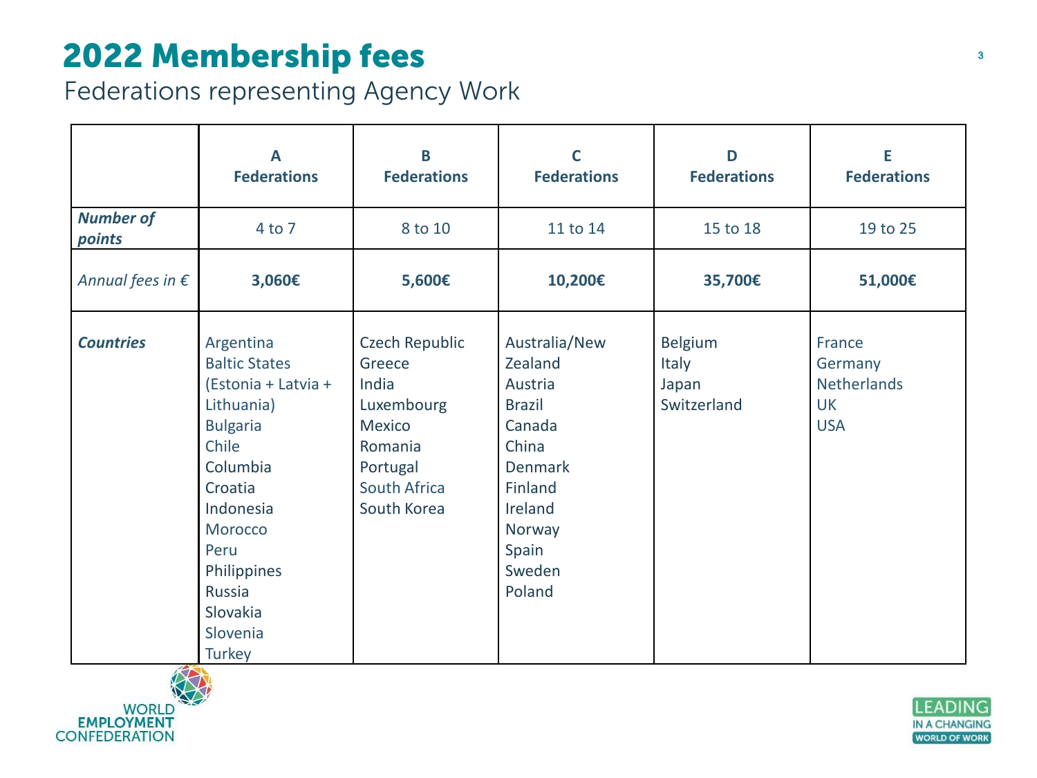# 2022 Membership fees

Federations representing Agency Work

| | A Federations | B Federations | C Federations | D Federations | E Federations |
|---|---|---|---|---|---|
| ***Number of points*** | 4 to 7 | 8 to 10 | 11 to 14 | 15 to 18 | 19 to 25 |
| *Annual fees in €* | **3,060€** | **5,600€** | **10,200€** | **35,700€** | **51,000€** |
| ***Countries*** | Argentina<br>Baltic States (Estonia + Latvia + Lithuania)<br>Bulgaria<br>Chile<br>Columbia<br>Croatia<br>Indonesia<br>Morocco<br>Peru<br>Philippines<br>Russia<br>Slovakia<br>Slovenia<br>Turkey | Czech Republic<br>Greece<br>India<br>Luxembourg<br>Mexico<br>Romania<br>Portugal<br>South Africa<br>South Korea | Australia/New Zealand<br>Austria<br>Brazil<br>Canada<br>China<br>Denmark<br>Finland<br>Ireland<br>Norway<br>Spain<br>Sweden<br>Poland | Belgium<br>Italy<br>Japan<br>Switzerland | France<br>Germany<br>Netherlands<br>UK<br>USA |

WORLD EMPLOYMENT CONFEDERATION

LEADING IN A CHANGING WORLD OF WORK